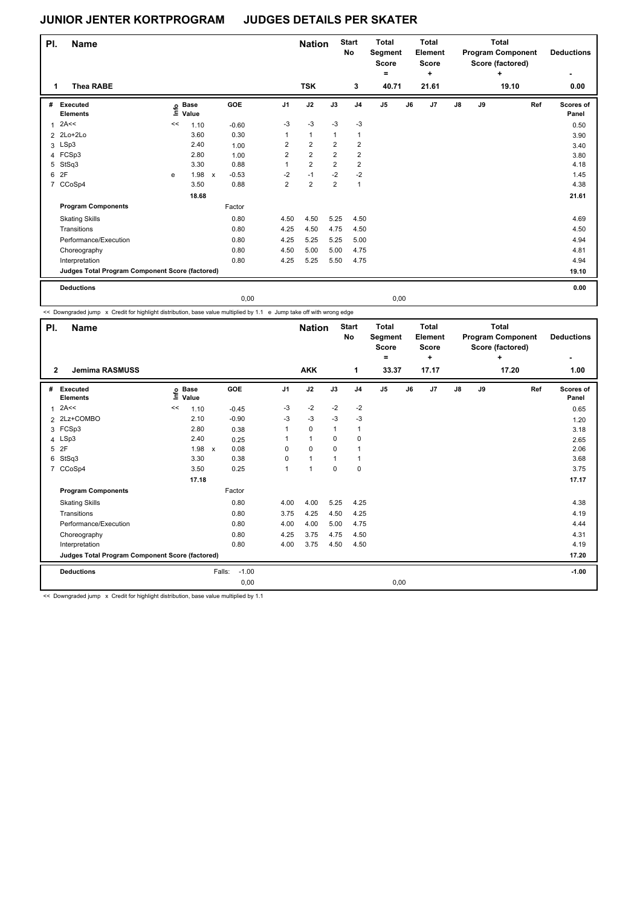# JUNIOR JENTER KORTPROGRAM JUDGES DETAILS PER SKATER

| Pl. | Name | Nation | Start No | Total Segment Score = | Total Element Score + | Total Program Component Score (factored) + | Deductions - |
|---|---|---|---|---|---|---|---|
| 1 | Thea RABE | TSK | 3 | 40.71 | 21.61 | 19.10 | 0.00 |

| # | Executed Elements | Info | Base Value | | GOE | J1 | J2 | J3 | J4 | J5 | J6 | J7 | J8 | J9 | Ref | Scores of Panel |
|---|---|---|---|---|---|---|---|---|---|---|---|---|---|---|---|---|
| 1 | 2A<< | << | 1.10 | | -0.60 | -3 | -3 | -3 | -3 | | | | | | | 0.50 |
| 2 | 2Lo+2Lo | | 3.60 | | 0.30 | 1 | 1 | 1 | 1 | | | | | | | 3.90 |
| 3 | LSp3 | | 2.40 | | 1.00 | 2 | 2 | 2 | 2 | | | | | | | 3.40 |
| 4 | FCSp3 | | 2.80 | | 1.00 | 2 | 2 | 2 | 2 | | | | | | | 3.80 |
| 5 | StSq3 | | 3.30 | | 0.88 | 1 | 2 | 2 | 2 | | | | | | | 4.18 |
| 6 | 2F | e | 1.98 | x | -0.53 | -2 | -1 | -2 | -2 | | | | | | | 1.45 |
| 7 | CCoSp4 | | 3.50 | | 0.88 | 2 | 2 | 2 | 1 | | | | | | | 4.38 |
| | | | 18.68 | | | | | | | | | | | | | 21.61 |
| | **Program Components** | | | | Factor | | | | | | | | | | | |
| | Skating Skills | | | | 0.80 | 4.50 | 4.50 | 5.25 | 4.50 | | | | | | | 4.69 |
| | Transitions | | | | 0.80 | 4.25 | 4.50 | 4.75 | 4.50 | | | | | | | 4.50 |
| | Performance/Execution | | | | 0.80 | 4.25 | 5.25 | 5.25 | 5.00 | | | | | | | 4.94 |
| | Choreography | | | | 0.80 | 4.50 | 5.00 | 5.00 | 4.75 | | | | | | | 4.81 |
| | Interpretation | | | | 0.80 | 4.25 | 5.25 | 5.50 | 4.75 | | | | | | | 4.94 |
| | **Judges Total Program Component Score (factored)** | | | | | | | | | | | | | | | 19.10 |
| | **Deductions** | | | | | | | | | | | | | | | 0.00 |
| | | | | | 0,00 | | | | | 0,00 | | | | | | |

<< Downgraded jump x Credit for highlight distribution, base value multiplied by 1.1 e Jump take off with wrong edge

| Pl. | Name | Nation | Start No | Total Segment Score = | Total Element Score + | Total Program Component Score (factored) + | Deductions - |
|---|---|---|---|---|---|---|---|
| 2 | Jemima RASMUSS | AKK | 1 | 33.37 | 17.17 | 17.20 | 1.00 |

| # | Executed Elements | Info | Base Value | | GOE | J1 | J2 | J3 | J4 | J5 | J6 | J7 | J8 | J9 | Ref | Scores of Panel |
|---|---|---|---|---|---|---|---|---|---|---|---|---|---|---|---|---|
| 1 | 2A<< | << | 1.10 | | -0.45 | -3 | -2 | -2 | -2 | | | | | | | 0.65 |
| 2 | 2Lz+COMBO | | 2.10 | | -0.90 | -3 | -3 | -3 | -3 | | | | | | | 1.20 |
| 3 | FCSp3 | | 2.80 | | 0.38 | 1 | 0 | 1 | 1 | | | | | | | 3.18 |
| 4 | LSp3 | | 2.40 | | 0.25 | 1 | 1 | 0 | 0 | | | | | | | 2.65 |
| 5 | 2F | | 1.98 | x | 0.08 | 0 | 0 | 0 | 1 | | | | | | | 2.06 |
| 6 | StSq3 | | 3.30 | | 0.38 | 0 | 1 | 1 | 1 | | | | | | | 3.68 |
| 7 | CCoSp4 | | 3.50 | | 0.25 | 1 | 1 | 0 | 0 | | | | | | | 3.75 |
| | | | 17.18 | | | | | | | | | | | | | 17.17 |
| | **Program Components** | | | | Factor | | | | | | | | | | | |
| | Skating Skills | | | | 0.80 | 4.00 | 4.00 | 5.25 | 4.25 | | | | | | | 4.38 |
| | Transitions | | | | 0.80 | 3.75 | 4.25 | 4.50 | 4.25 | | | | | | | 4.19 |
| | Performance/Execution | | | | 0.80 | 4.00 | 4.00 | 5.00 | 4.75 | | | | | | | 4.44 |
| | Choreography | | | | 0.80 | 4.25 | 3.75 | 4.75 | 4.50 | | | | | | | 4.31 |
| | Interpretation | | | | 0.80 | 4.00 | 3.75 | 4.50 | 4.50 | | | | | | | 4.19 |
| | **Judges Total Program Component Score (factored)** | | | | | | | | | | | | | | | 17.20 |
| | **Deductions** | | | Falls: | -1.00 | | | | | | | | | | | -1.00 |
| | | | | | 0,00 | | | | | 0,00 | | | | | | |

<< Downgraded jump x Credit for highlight distribution, base value multiplied by 1.1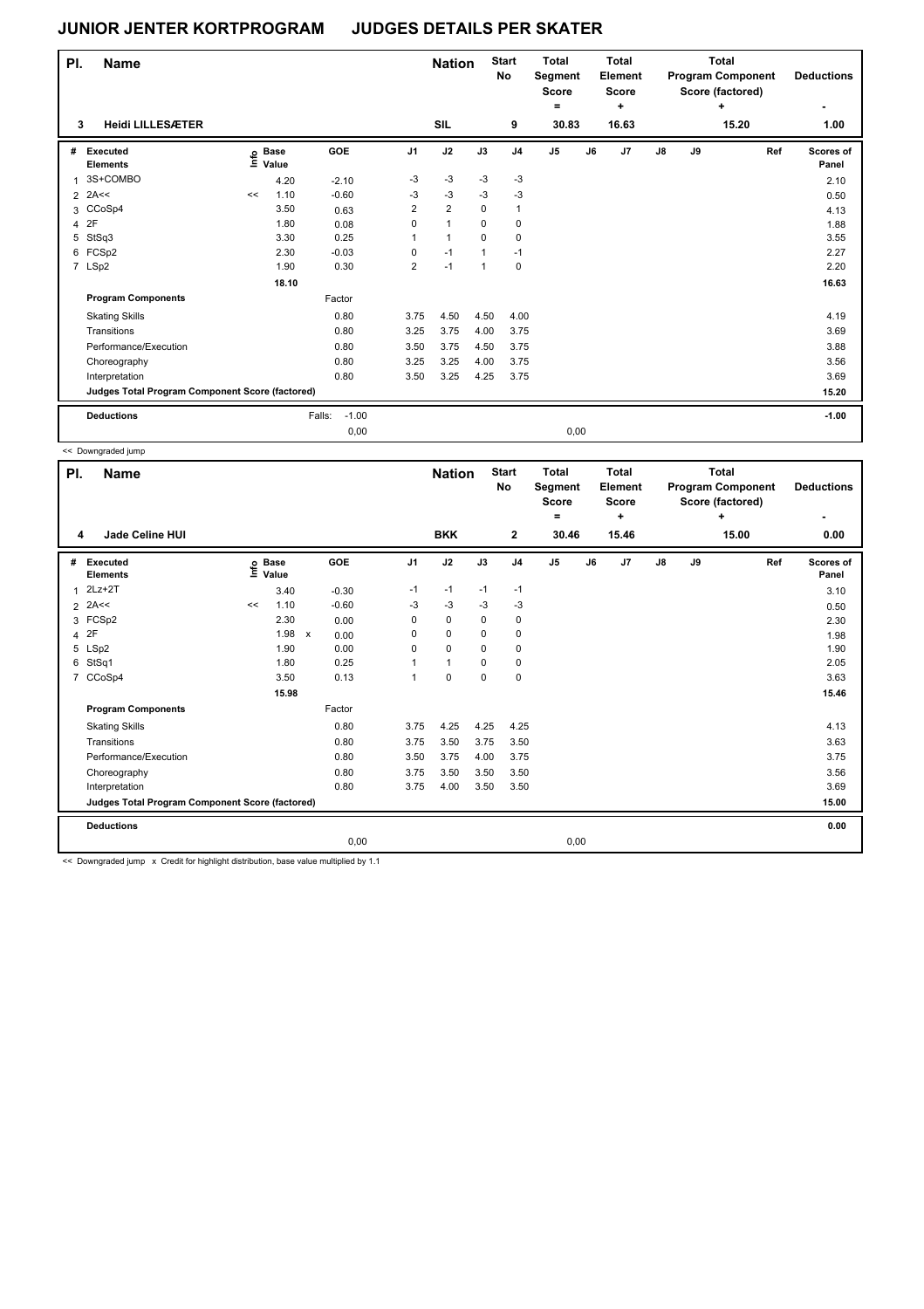# JUNIOR JENTER KORTPROGRAM JUDGES DETAILS PER SKATER

| Pl. | Name | Nation | Start No | Total Segment Score = | Total Element Score + | Total Program Component Score (factored) + | Deductions - |
|---|---|---|---|---|---|---|---|
| 3 | Heidi LILLESÆTER | SIL | 9 | 30.83 | 16.63 | 15.20 | 1.00 |

| # | Executed Elements | Info | Base Value | GOE | J1 | J2 | J3 | J4 | J5 | J6 | J7 | J8 | J9 | Ref | Scores of Panel |
|---|---|---|---|---|---|---|---|---|---|---|---|---|---|---|---|
| 1 | 3S+COMBO | | 4.20 | -2.10 | -3 | -3 | -3 | -3 | | | | | | | 2.10 |
| 2 | 2A<< | << | 1.10 | -0.60 | -3 | -3 | -3 | -3 | | | | | | | 0.50 |
| 3 | CCoSp4 | | 3.50 | 0.63 | 2 | 2 | 0 | 1 | | | | | | | 4.13 |
| 4 | 2F | | 1.80 | 0.08 | 0 | 1 | 0 | 0 | | | | | | | 1.88 |
| 5 | StSq3 | | 3.30 | 0.25 | 1 | 1 | 0 | 0 | | | | | | | 3.55 |
| 6 | FCSp2 | | 2.30 | -0.03 | 0 | -1 | 1 | -1 | | | | | | | 2.27 |
| 7 | LSp2 | | 1.90 | 0.30 | 2 | -1 | 1 | 0 | | | | | | | 2.20 |
| | | | 18.10 | | | | | | | | | | | | 16.63 |
| | **Program Components** | | | Factor | | | | | | | | | | | |
| | Skating Skills | | | 0.80 | 3.75 | 4.50 | 4.50 | 4.00 | | | | | | | 4.19 |
| | Transitions | | | 0.80 | 3.25 | 3.75 | 4.00 | 3.75 | | | | | | | 3.69 |
| | Performance/Execution | | | 0.80 | 3.50 | 3.75 | 4.50 | 3.75 | | | | | | | 3.88 |
| | Choreography | | | 0.80 | 3.25 | 3.25 | 4.00 | 3.75 | | | | | | | 3.56 |
| | Interpretation | | | 0.80 | 3.50 | 3.25 | 4.25 | 3.75 | | | | | | | 3.69 |
| | **Judges Total Program Component Score (factored)** | | | | | | | | | | | | | | 15.20 |
| | **Deductions** | | Falls: | -1.00 | | | | | | | | | | | -1.00 |
| | | | | 0,00 | | | | | 0,00 | | | | | | |

<< Downgraded jump

| Pl. | Name | Nation | Start No | Total Segment Score = | Total Element Score + | Total Program Component Score (factored) + | Deductions - |
|---|---|---|---|---|---|---|---|
| 4 | Jade Celine HUI | BKK | 2 | 30.46 | 15.46 | 15.00 | 0.00 |

| # | Executed Elements | Info | Base Value | GOE | J1 | J2 | J3 | J4 | J5 | J6 | J7 | J8 | J9 | Ref | Scores of Panel |
|---|---|---|---|---|---|---|---|---|---|---|---|---|---|---|---|
| 1 | 2Lz+2T | | 3.40 | -0.30 | -1 | -1 | -1 | -1 | | | | | | | 3.10 |
| 2 | 2A<< | << | 1.10 | -0.60 | -3 | -3 | -3 | -3 | | | | | | | 0.50 |
| 3 | FCSp2 | | 2.30 | 0.00 | 0 | 0 | 0 | 0 | | | | | | | 2.30 |
| 4 | 2F | | 1.98 x | 0.00 | 0 | 0 | 0 | 0 | | | | | | | 1.98 |
| 5 | LSp2 | | 1.90 | 0.00 | 0 | 0 | 0 | 0 | | | | | | | 1.90 |
| 6 | StSq1 | | 1.80 | 0.25 | 1 | 1 | 0 | 0 | | | | | | | 2.05 |
| 7 | CCoSp4 | | 3.50 | 0.13 | 1 | 0 | 0 | 0 | | | | | | | 3.63 |
| | | | 15.98 | | | | | | | | | | | | 15.46 |
| | **Program Components** | | | Factor | | | | | | | | | | | |
| | Skating Skills | | | 0.80 | 3.75 | 4.25 | 4.25 | 4.25 | | | | | | | 4.13 |
| | Transitions | | | 0.80 | 3.75 | 3.50 | 3.75 | 3.50 | | | | | | | 3.63 |
| | Performance/Execution | | | 0.80 | 3.50 | 3.75 | 4.00 | 3.75 | | | | | | | 3.75 |
| | Choreography | | | 0.80 | 3.75 | 3.50 | 3.50 | 3.50 | | | | | | | 3.56 |
| | Interpretation | | | 0.80 | 3.75 | 4.00 | 3.50 | 3.50 | | | | | | | 3.69 |
| | **Judges Total Program Component Score (factored)** | | | | | | | | | | | | | | 15.00 |
| | **Deductions** | | | | | | | | | | | | | | 0.00 |
| | | | | 0,00 | | | | | 0,00 | | | | | | |

<< Downgraded jump x Credit for highlight distribution, base value multiplied by 1.1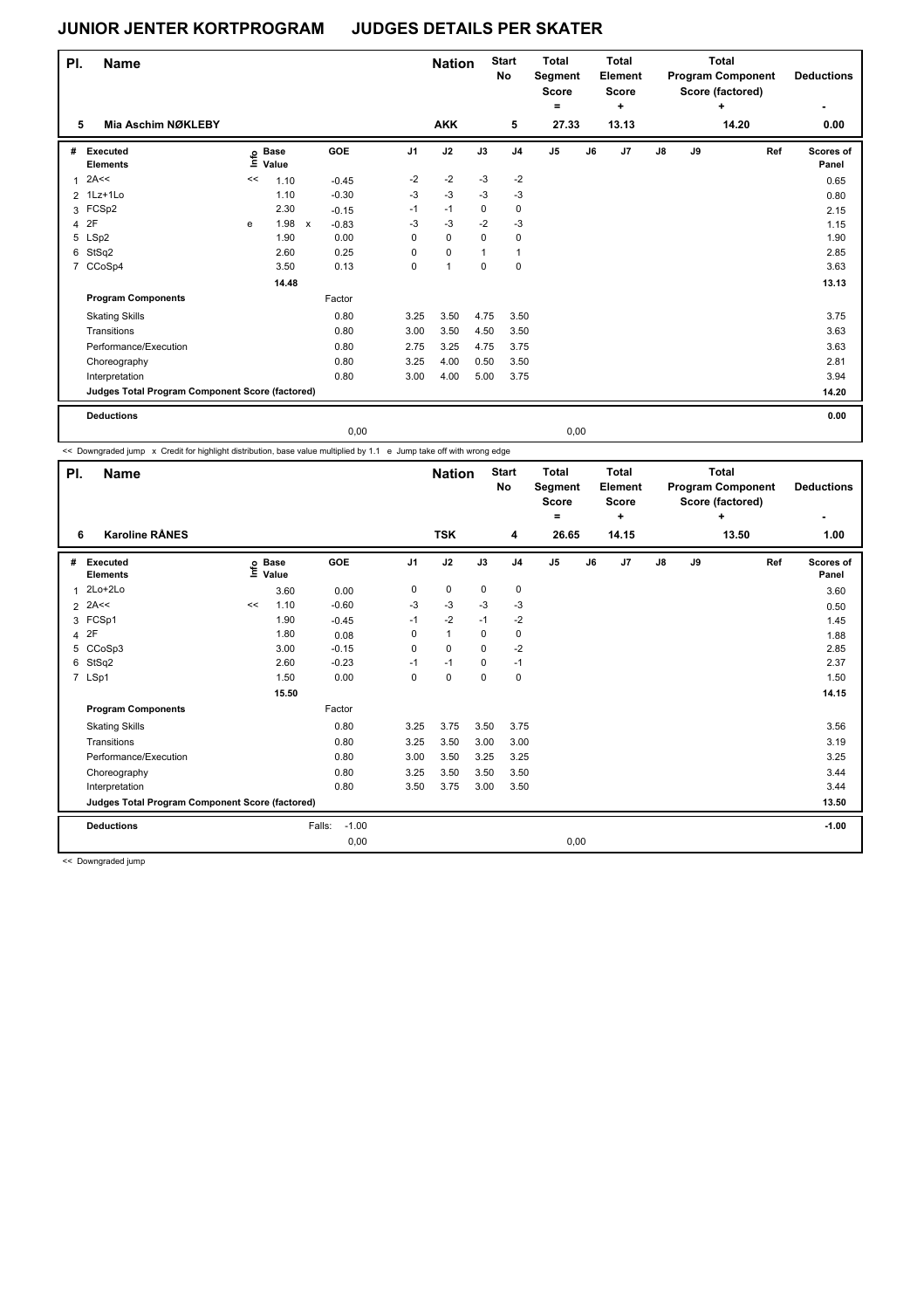# JUNIOR JENTER KORTPROGRAM JUDGES DETAILS PER SKATER

| Pl. | Name | Nation | Start No | Total Segment Score = | Total Element Score + | Total Program Component Score (factored) + | Deductions - |
|---|---|---|---|---|---|---|---|
| 5 | Mia Aschim NØKLEBY | AKK | 5 | 27.33 | 13.13 | 14.20 | 0.00 |

| # | Executed Elements | Info | Base Value | | GOE | J1 | J2 | J3 | J4 | J5 | J6 | J7 | J8 | J9 | Ref | Scores of Panel |
|---|---|---|---|---|---|---|---|---|---|---|---|---|---|---|---|---|
| 1 | 2A<< | << | 1.10 | | -0.45 | -2 | -2 | -3 | -2 | | | | | | | 0.65 |
| 2 | 1Lz+1Lo | | 1.10 | | -0.30 | -3 | -3 | -3 | -3 | | | | | | | 0.80 |
| 3 | FCSp2 | | 2.30 | | -0.15 | -1 | -1 | 0 | 0 | | | | | | | 2.15 |
| 4 | 2F | e | 1.98 | x | -0.83 | -3 | -3 | -2 | -3 | | | | | | | 1.15 |
| 5 | LSp2 | | 1.90 | | 0.00 | 0 | 0 | 0 | 0 | | | | | | | 1.90 |
| 6 | StSq2 | | 2.60 | | 0.25 | 0 | 0 | 1 | 1 | | | | | | | 2.85 |
| 7 | CCoSp4 | | 3.50 | | 0.13 | 0 | 1 | 0 | 0 | | | | | | | 3.63 |
| | | | 14.48 | | | | | | | | | | | | | 13.13 |
| | **Program Components** | | | | Factor | | | | | | | | | | | |
| | Skating Skills | | | | 0.80 | 3.25 | 3.50 | 4.75 | 3.50 | | | | | | | 3.75 |
| | Transitions | | | | 0.80 | 3.00 | 3.50 | 4.50 | 3.50 | | | | | | | 3.63 |
| | Performance/Execution | | | | 0.80 | 2.75 | 3.25 | 4.75 | 3.75 | | | | | | | 3.63 |
| | Choreography | | | | 0.80 | 3.25 | 4.00 | 0.50 | 3.50 | | | | | | | 2.81 |
| | Interpretation | | | | 0.80 | 3.00 | 4.00 | 5.00 | 3.75 | | | | | | | 3.94 |
| | **Judges Total Program Component Score (factored)** | | | | | | | | | | | | | | | 14.20 |
| | **Deductions** | | | | | | | | | | | | | | | 0.00 |
| | | | | | 0,00 | | | | | 0,00 | | | | | | |

<< Downgraded jump x Credit for highlight distribution, base value multiplied by 1.1 e Jump take off with wrong edge

| Pl. | Name | Nation | Start No | Total Segment Score = | Total Element Score + | Total Program Component Score (factored) + | Deductions - |
|---|---|---|---|---|---|---|---|
| 6 | Karoline RÅNES | TSK | 4 | 26.65 | 14.15 | 13.50 | 1.00 |

| # | Executed Elements | Info | Base Value | GOE | J1 | J2 | J3 | J4 | J5 | J6 | J7 | J8 | J9 | Ref | Scores of Panel |
|---|---|---|---|---|---|---|---|---|---|---|---|---|---|---|---|
| 1 | 2Lo+2Lo | | 3.60 | 0.00 | 0 | 0 | 0 | 0 | | | | | | | 3.60 |
| 2 | 2A<< | << | 1.10 | -0.60 | -3 | -3 | -3 | -3 | | | | | | | 0.50 |
| 3 | FCSp1 | | 1.90 | -0.45 | -1 | -2 | -1 | -2 | | | | | | | 1.45 |
| 4 | 2F | | 1.80 | 0.08 | 0 | 1 | 0 | 0 | | | | | | | 1.88 |
| 5 | CCoSp3 | | 3.00 | -0.15 | 0 | 0 | 0 | -2 | | | | | | | 2.85 |
| 6 | StSq2 | | 2.60 | -0.23 | -1 | -1 | 0 | -1 | | | | | | | 2.37 |
| 7 | LSp1 | | 1.50 | 0.00 | 0 | 0 | 0 | 0 | | | | | | | 1.50 |
| | | | 15.50 | | | | | | | | | | | | 14.15 |
| | **Program Components** | | | Factor | | | | | | | | | | | |
| | Skating Skills | | | 0.80 | 3.25 | 3.75 | 3.50 | 3.75 | | | | | | | 3.56 |
| | Transitions | | | 0.80 | 3.25 | 3.50 | 3.00 | 3.00 | | | | | | | 3.19 |
| | Performance/Execution | | | 0.80 | 3.00 | 3.50 | 3.25 | 3.25 | | | | | | | 3.25 |
| | Choreography | | | 0.80 | 3.25 | 3.50 | 3.50 | 3.50 | | | | | | | 3.44 |
| | Interpretation | | | 0.80 | 3.50 | 3.75 | 3.00 | 3.50 | | | | | | | 3.44 |
| | **Judges Total Program Component Score (factored)** | | | | | | | | | | | | | | 13.50 |
| | **Deductions** | | Falls: | -1.00 | | | | | | | | | | | -1.00 |
| | | | | 0,00 | | | | | 0,00 | | | | | | |

<< Downgraded jump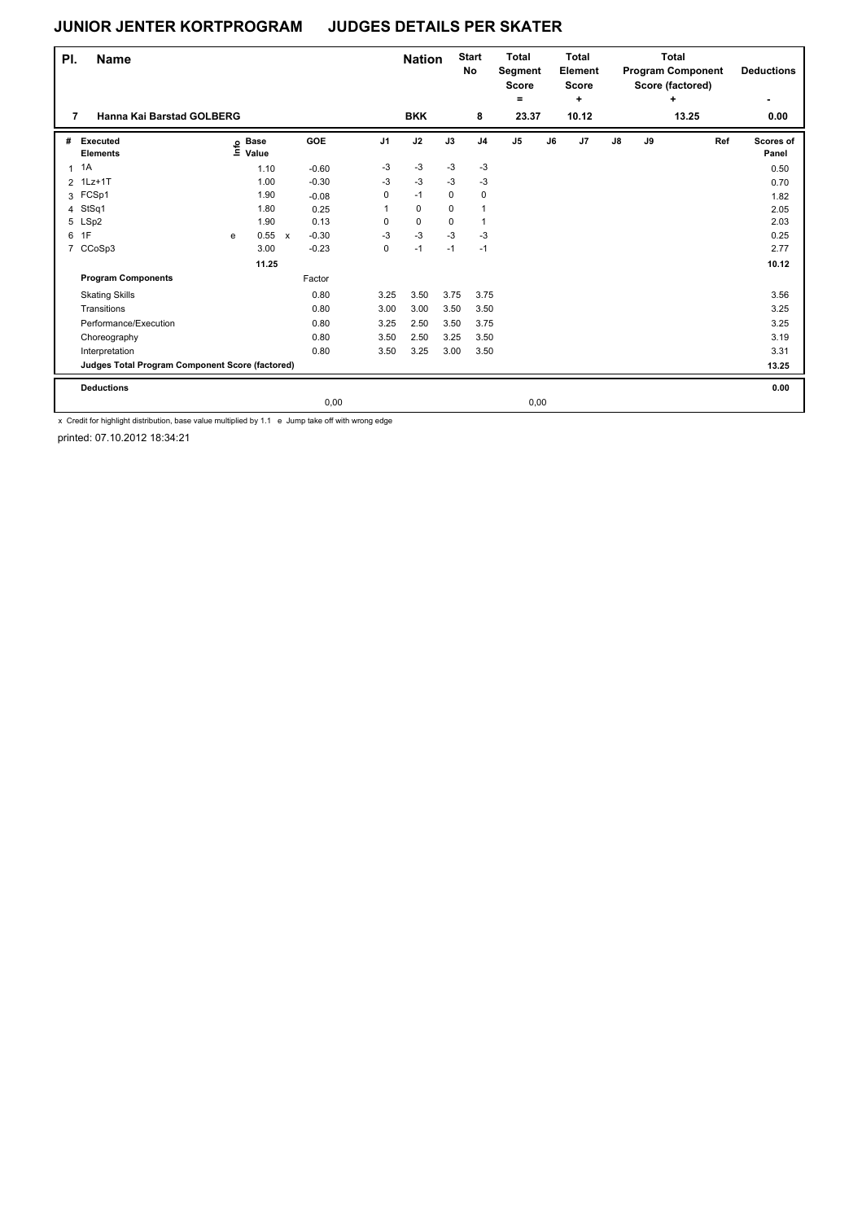# JUNIOR JENTER KORTPROGRAM JUDGES DETAILS PER SKATER

| Pl. | Name | Nation | Start No | Total Segment Score = | Total Element Score + | Total Program Component Score (factored) + | Deductions - |
|---|---|---|---|---|---|---|---|
| 7 | Hanna Kai Barstad GOLBERG | BKK | 8 | 23.37 | 10.12 | 13.25 | 0.00 |

| # | Executed Elements | Info | Base Value | | GOE | J1 | J2 | J3 | J4 | J5 | J6 | J7 | J8 | J9 | Ref | Scores of Panel |
|---|---|---|---|---|---|---|---|---|---|---|---|---|---|---|---|---|
| 1 | 1A | | 1.10 | | -0.60 | -3 | -3 | -3 | -3 | | | | | | | 0.50 |
| 2 | 1Lz+1T | | 1.00 | | -0.30 | -3 | -3 | -3 | -3 | | | | | | | 0.70 |
| 3 | FCSp1 | | 1.90 | | -0.08 | 0 | -1 | 0 | 0 | | | | | | | 1.82 |
| 4 | StSq1 | | 1.80 | | 0.25 | 1 | 0 | 0 | 1 | | | | | | | 2.05 |
| 5 | LSp2 | | 1.90 | | 0.13 | 0 | 0 | 0 | 1 | | | | | | | 2.03 |
| 6 | 1F | e | 0.55 | x | -0.30 | -3 | -3 | -3 | -3 | | | | | | | 0.25 |
| 7 | CCoSp3 | | 3.00 | | -0.23 | 0 | -1 | -1 | -1 | | | | | | | 2.77 |
| | | | 11.25 | | | | | | | | | | | | | 10.12 |
| | **Program Components** | | | | Factor | | | | | | | | | | | |
| | Skating Skills | | | | 0.80 | 3.25 | 3.50 | 3.75 | 3.75 | | | | | | | 3.56 |
| | Transitions | | | | 0.80 | 3.00 | 3.00 | 3.50 | 3.50 | | | | | | | 3.25 |
| | Performance/Execution | | | | 0.80 | 3.25 | 2.50 | 3.50 | 3.75 | | | | | | | 3.25 |
| | Choreography | | | | 0.80 | 3.50 | 2.50 | 3.25 | 3.50 | | | | | | | 3.19 |
| | Interpretation | | | | 0.80 | 3.50 | 3.25 | 3.00 | 3.50 | | | | | | | 3.31 |
| | **Judges Total Program Component Score (factored)** | | | | | | | | | | | | | | | 13.25 |
| | **Deductions** | | | | | | | | | | | | | | | 0.00 |
| | | | | | 0,00 | | | | | 0,00 | | | | | | |

x Credit for highlight distribution, base value multiplied by 1.1 e Jump take off with wrong edge

printed: 07.10.2012 18:34:21